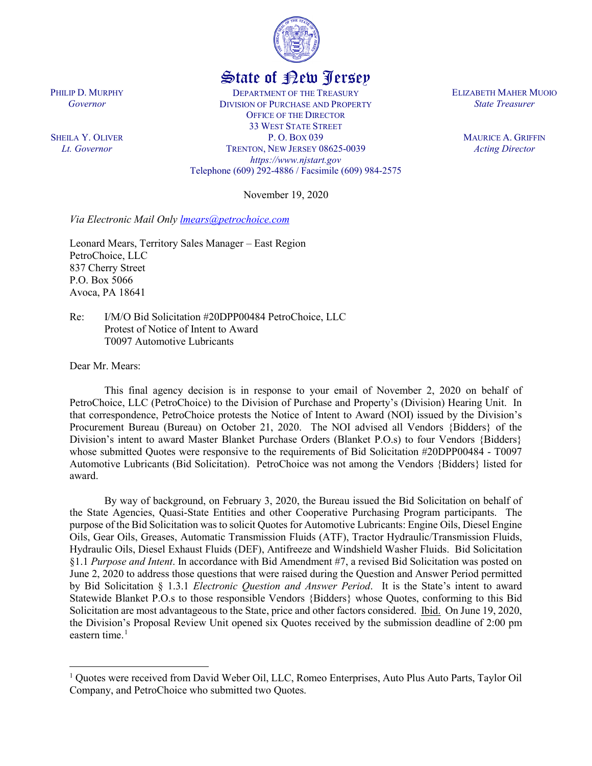# State of New Jersey

PHILIP D. MURPHY
*Governor*

SHEILA Y. OLIVER
*Lt. Governor*

DEPARTMENT OF THE TREASURY
DIVISION OF PURCHASE AND PROPERTY
OFFICE OF THE DIRECTOR
33 WEST STATE STREET
P. O. BOX 039
TRENTON, NEW JERSEY 08625-0039
*https://www.njstart.gov*
Telephone (609) 292-4886 / Facsimile (609) 984-2575

ELIZABETH MAHER MUOIO
*State Treasurer*

MAURICE A. GRIFFIN
*Acting Director*

November 19, 2020

*Via Electronic Mail Only lmears@petrochoice.com*

Leonard Mears, Territory Sales Manager – East Region
PetroChoice, LLC
837 Cherry Street
P.O. Box 5066
Avoca, PA 18641

Re: I/M/O Bid Solicitation #20DPP00484 PetroChoice, LLC
Protest of Notice of Intent to Award
T0097 Automotive Lubricants

Dear Mr. Mears:

This final agency decision is in response to your email of November 2, 2020 on behalf of PetroChoice, LLC (PetroChoice) to the Division of Purchase and Property's (Division) Hearing Unit. In that correspondence, PetroChoice protests the Notice of Intent to Award (NOI) issued by the Division's Procurement Bureau (Bureau) on October 21, 2020. The NOI advised all Vendors {Bidders} of the Division's intent to award Master Blanket Purchase Orders (Blanket P.O.s) to four Vendors {Bidders} whose submitted Quotes were responsive to the requirements of Bid Solicitation #20DPP00484 - T0097 Automotive Lubricants (Bid Solicitation). PetroChoice was not among the Vendors {Bidders} listed for award.

By way of background, on February 3, 2020, the Bureau issued the Bid Solicitation on behalf of the State Agencies, Quasi-State Entities and other Cooperative Purchasing Program participants. The purpose of the Bid Solicitation was to solicit Quotes for Automotive Lubricants: Engine Oils, Diesel Engine Oils, Gear Oils, Greases, Automatic Transmission Fluids (ATF), Tractor Hydraulic/Transmission Fluids, Hydraulic Oils, Diesel Exhaust Fluids (DEF), Antifreeze and Windshield Washer Fluids. Bid Solicitation §1.1 *Purpose and Intent*. In accordance with Bid Amendment #7, a revised Bid Solicitation was posted on June 2, 2020 to address those questions that were raised during the Question and Answer Period permitted by Bid Solicitation § 1.3.1 *Electronic Question and Answer Period*. It is the State's intent to award Statewide Blanket P.O.s to those responsible Vendors {Bidders} whose Quotes, conforming to this Bid Solicitation are most advantageous to the State, price and other factors considered. Ibid. On June 19, 2020, the Division's Proposal Review Unit opened six Quotes received by the submission deadline of 2:00 pm eastern time.[1]

[1] Quotes were received from David Weber Oil, LLC, Romeo Enterprises, Auto Plus Auto Parts, Taylor Oil Company, and PetroChoice who submitted two Quotes.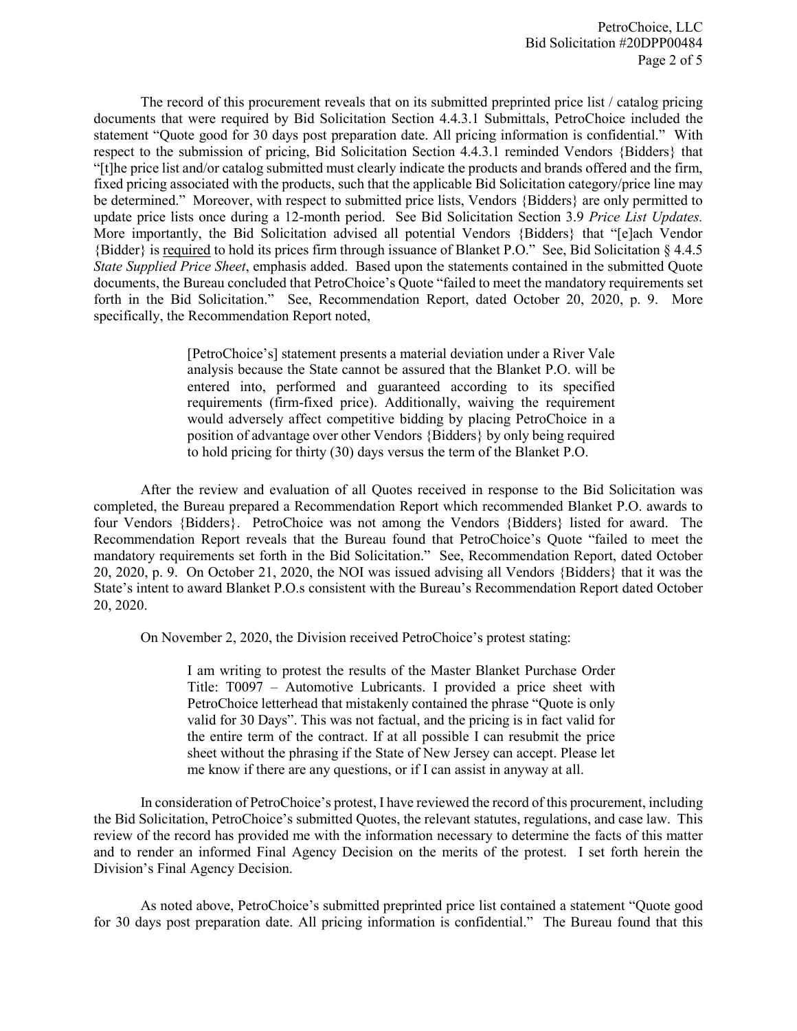The record of this procurement reveals that on its submitted preprinted price list / catalog pricing documents that were required by Bid Solicitation Section 4.4.3.1 Submittals, PetroChoice included the statement "Quote good for 30 days post preparation date. All pricing information is confidential." With respect to the submission of pricing, Bid Solicitation Section 4.4.3.1 reminded Vendors {Bidders} that "[t]he price list and/or catalog submitted must clearly indicate the products and brands offered and the firm, fixed pricing associated with the products, such that the applicable Bid Solicitation category/price line may be determined." Moreover, with respect to submitted price lists, Vendors {Bidders} are only permitted to update price lists once during a 12-month period. See Bid Solicitation Section 3.9 *Price List Updates.* More importantly, the Bid Solicitation advised all potential Vendors {Bidders} that "[e]ach Vendor {Bidder} is <u>required</u> to hold its prices firm through issuance of Blanket P.O." See, Bid Solicitation § 4.4.5 *State Supplied Price Sheet*, emphasis added. Based upon the statements contained in the submitted Quote documents, the Bureau concluded that PetroChoice's Quote "failed to meet the mandatory requirements set forth in the Bid Solicitation." See, Recommendation Report, dated October 20, 2020, p. 9. More specifically, the Recommendation Report noted,

> [PetroChoice's] statement presents a material deviation under a River Vale analysis because the State cannot be assured that the Blanket P.O. will be entered into, performed and guaranteed according to its specified requirements (firm-fixed price). Additionally, waiving the requirement would adversely affect competitive bidding by placing PetroChoice in a position of advantage over other Vendors {Bidders} by only being required to hold pricing for thirty (30) days versus the term of the Blanket P.O.

After the review and evaluation of all Quotes received in response to the Bid Solicitation was completed, the Bureau prepared a Recommendation Report which recommended Blanket P.O. awards to four Vendors {Bidders}. PetroChoice was not among the Vendors {Bidders} listed for award. The Recommendation Report reveals that the Bureau found that PetroChoice's Quote "failed to meet the mandatory requirements set forth in the Bid Solicitation." See, Recommendation Report, dated October 20, 2020, p. 9. On October 21, 2020, the NOI was issued advising all Vendors {Bidders} that it was the State's intent to award Blanket P.O.s consistent with the Bureau's Recommendation Report dated October 20, 2020.

On November 2, 2020, the Division received PetroChoice's protest stating:

> I am writing to protest the results of the Master Blanket Purchase Order Title: T0097 – Automotive Lubricants. I provided a price sheet with PetroChoice letterhead that mistakenly contained the phrase "Quote is only valid for 30 Days". This was not factual, and the pricing is in fact valid for the entire term of the contract. If at all possible I can resubmit the price sheet without the phrasing if the State of New Jersey can accept. Please let me know if there are any questions, or if I can assist in anyway at all.

In consideration of PetroChoice's protest, I have reviewed the record of this procurement, including the Bid Solicitation, PetroChoice's submitted Quotes, the relevant statutes, regulations, and case law. This review of the record has provided me with the information necessary to determine the facts of this matter and to render an informed Final Agency Decision on the merits of the protest. I set forth herein the Division's Final Agency Decision.

As noted above, PetroChoice's submitted preprinted price list contained a statement "Quote good for 30 days post preparation date. All pricing information is confidential." The Bureau found that this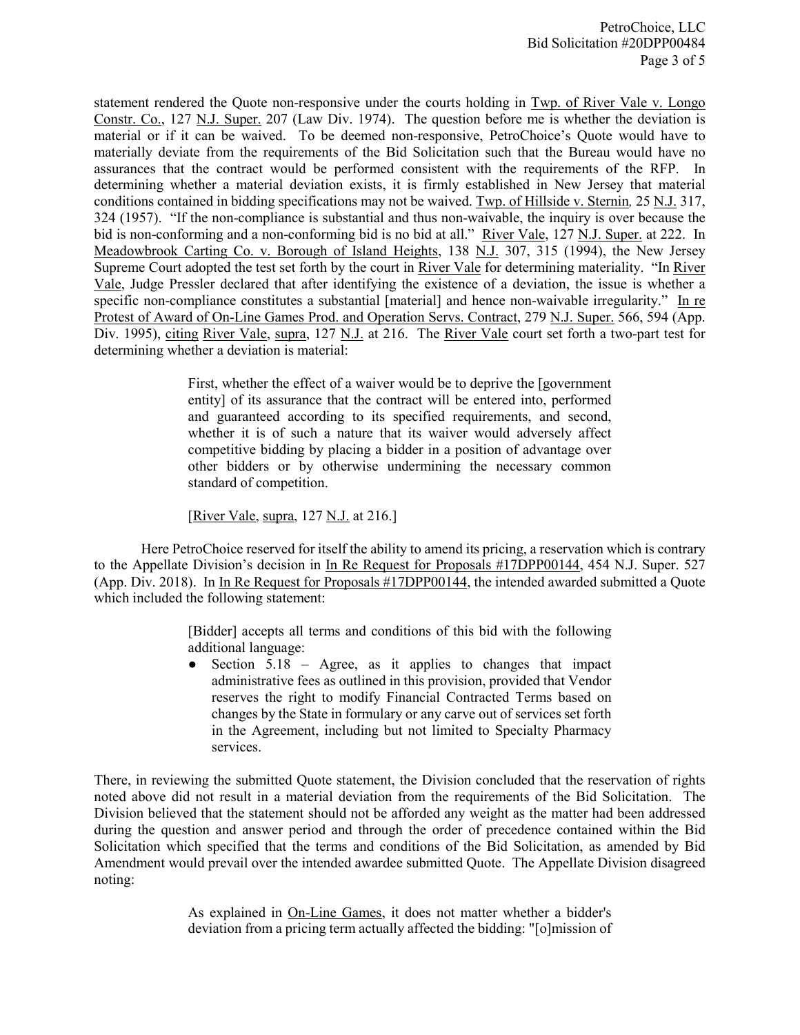statement rendered the Quote non-responsive under the courts holding in Twp. of River Vale v. Longo Constr. Co., 127 N.J. Super. 207 (Law Div. 1974). The question before me is whether the deviation is material or if it can be waived. To be deemed non-responsive, PetroChoice's Quote would have to materially deviate from the requirements of the Bid Solicitation such that the Bureau would have no assurances that the contract would be performed consistent with the requirements of the RFP. In determining whether a material deviation exists, it is firmly established in New Jersey that material conditions contained in bidding specifications may not be waived. Twp. of Hillside v. Sternin, 25 N.J. 317, 324 (1957). "If the non-compliance is substantial and thus non-waivable, the inquiry is over because the bid is non-conforming and a non-conforming bid is no bid at all." River Vale, 127 N.J. Super. at 222. In Meadowbrook Carting Co. v. Borough of Island Heights, 138 N.J. 307, 315 (1994), the New Jersey Supreme Court adopted the test set forth by the court in River Vale for determining materiality. "In River Vale, Judge Pressler declared that after identifying the existence of a deviation, the issue is whether a specific non-compliance constitutes a substantial [material] and hence non-waivable irregularity." In re Protest of Award of On-Line Games Prod. and Operation Servs. Contract, 279 N.J. Super. 566, 594 (App. Div. 1995), citing River Vale, supra, 127 N.J. at 216. The River Vale court set forth a two-part test for determining whether a deviation is material:

> First, whether the effect of a waiver would be to deprive the [government entity] of its assurance that the contract will be entered into, performed and guaranteed according to its specified requirements, and second, whether it is of such a nature that its waiver would adversely affect competitive bidding by placing a bidder in a position of advantage over other bidders or by otherwise undermining the necessary common standard of competition.
>
> [River Vale, supra, 127 N.J. at 216.]

Here PetroChoice reserved for itself the ability to amend its pricing, a reservation which is contrary to the Appellate Division's decision in In Re Request for Proposals #17DPP00144, 454 N.J. Super. 527 (App. Div. 2018). In In Re Request for Proposals #17DPP00144, the intended awarded submitted a Quote which included the following statement:

> [Bidder] accepts all terms and conditions of this bid with the following additional language:
>
> - Section 5.18 – Agree, as it applies to changes that impact administrative fees as outlined in this provision, provided that Vendor reserves the right to modify Financial Contracted Terms based on changes by the State in formulary or any carve out of services set forth in the Agreement, including but not limited to Specialty Pharmacy services.

There, in reviewing the submitted Quote statement, the Division concluded that the reservation of rights noted above did not result in a material deviation from the requirements of the Bid Solicitation. The Division believed that the statement should not be afforded any weight as the matter had been addressed during the question and answer period and through the order of precedence contained within the Bid Solicitation which specified that the terms and conditions of the Bid Solicitation, as amended by Bid Amendment would prevail over the intended awardee submitted Quote. The Appellate Division disagreed noting:

> As explained in On-Line Games, it does not matter whether a bidder's deviation from a pricing term actually affected the bidding: "[o]mission of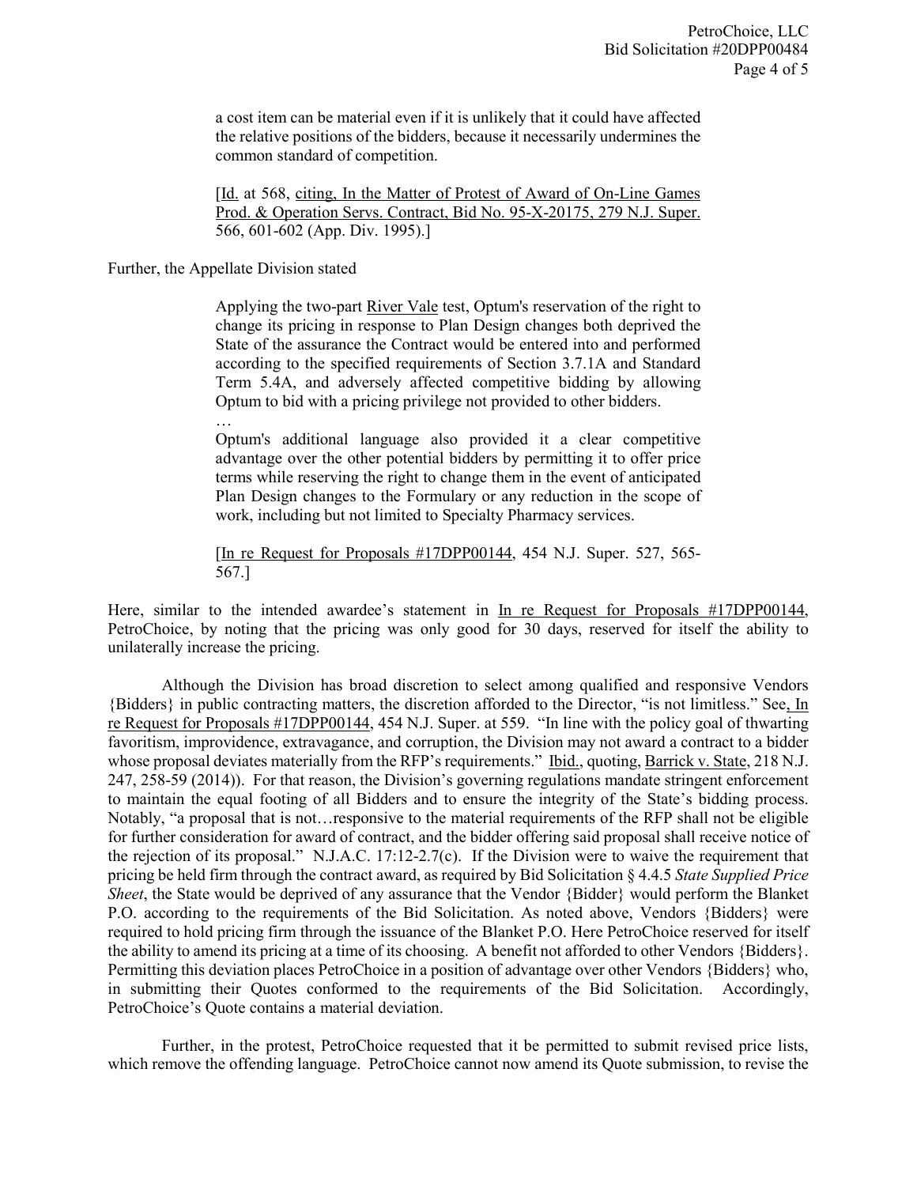> a cost item can be material even if it is unlikely that it could have affected the relative positions of the bidders, because it necessarily undermines the common standard of competition.
>
> [Id. at 568, citing, In the Matter of Protest of Award of On-Line Games Prod. & Operation Servs. Contract, Bid No. 95-X-20175, 279 N.J. Super. 566, 601-602 (App. Div. 1995).]

Further, the Appellate Division stated

> Applying the two-part River Vale test, Optum's reservation of the right to change its pricing in response to Plan Design changes both deprived the State of the assurance the Contract would be entered into and performed according to the specified requirements of Section 3.7.1A and Standard Term 5.4A, and adversely affected competitive bidding by allowing Optum to bid with a pricing privilege not provided to other bidders.
>
> …
>
> Optum's additional language also provided it a clear competitive advantage over the other potential bidders by permitting it to offer price terms while reserving the right to change them in the event of anticipated Plan Design changes to the Formulary or any reduction in the scope of work, including but not limited to Specialty Pharmacy services.
>
> [In re Request for Proposals #17DPP00144, 454 N.J. Super. 527, 565-567.]

Here, similar to the intended awardee's statement in In re Request for Proposals #17DPP00144, PetroChoice, by noting that the pricing was only good for 30 days, reserved for itself the ability to unilaterally increase the pricing.

Although the Division has broad discretion to select among qualified and responsive Vendors {Bidders} in public contracting matters, the discretion afforded to the Director, "is not limitless." See, In re Request for Proposals #17DPP00144, 454 N.J. Super. at 559. "In line with the policy goal of thwarting favoritism, improvidence, extravagance, and corruption, the Division may not award a contract to a bidder whose proposal deviates materially from the RFP's requirements." Ibid., quoting, Barrick v. State, 218 N.J. 247, 258-59 (2014)). For that reason, the Division's governing regulations mandate stringent enforcement to maintain the equal footing of all Bidders and to ensure the integrity of the State's bidding process. Notably, "a proposal that is not…responsive to the material requirements of the RFP shall not be eligible for further consideration for award of contract, and the bidder offering said proposal shall receive notice of the rejection of its proposal." N.J.A.C. 17:12-2.7(c). If the Division were to waive the requirement that pricing be held firm through the contract award, as required by Bid Solicitation § 4.4.5 *State Supplied Price Sheet*, the State would be deprived of any assurance that the Vendor {Bidder} would perform the Blanket P.O. according to the requirements of the Bid Solicitation. As noted above, Vendors {Bidders} were required to hold pricing firm through the issuance of the Blanket P.O. Here PetroChoice reserved for itself the ability to amend its pricing at a time of its choosing. A benefit not afforded to other Vendors {Bidders}. Permitting this deviation places PetroChoice in a position of advantage over other Vendors {Bidders} who, in submitting their Quotes conformed to the requirements of the Bid Solicitation. Accordingly, PetroChoice's Quote contains a material deviation.

Further, in the protest, PetroChoice requested that it be permitted to submit revised price lists, which remove the offending language. PetroChoice cannot now amend its Quote submission, to revise the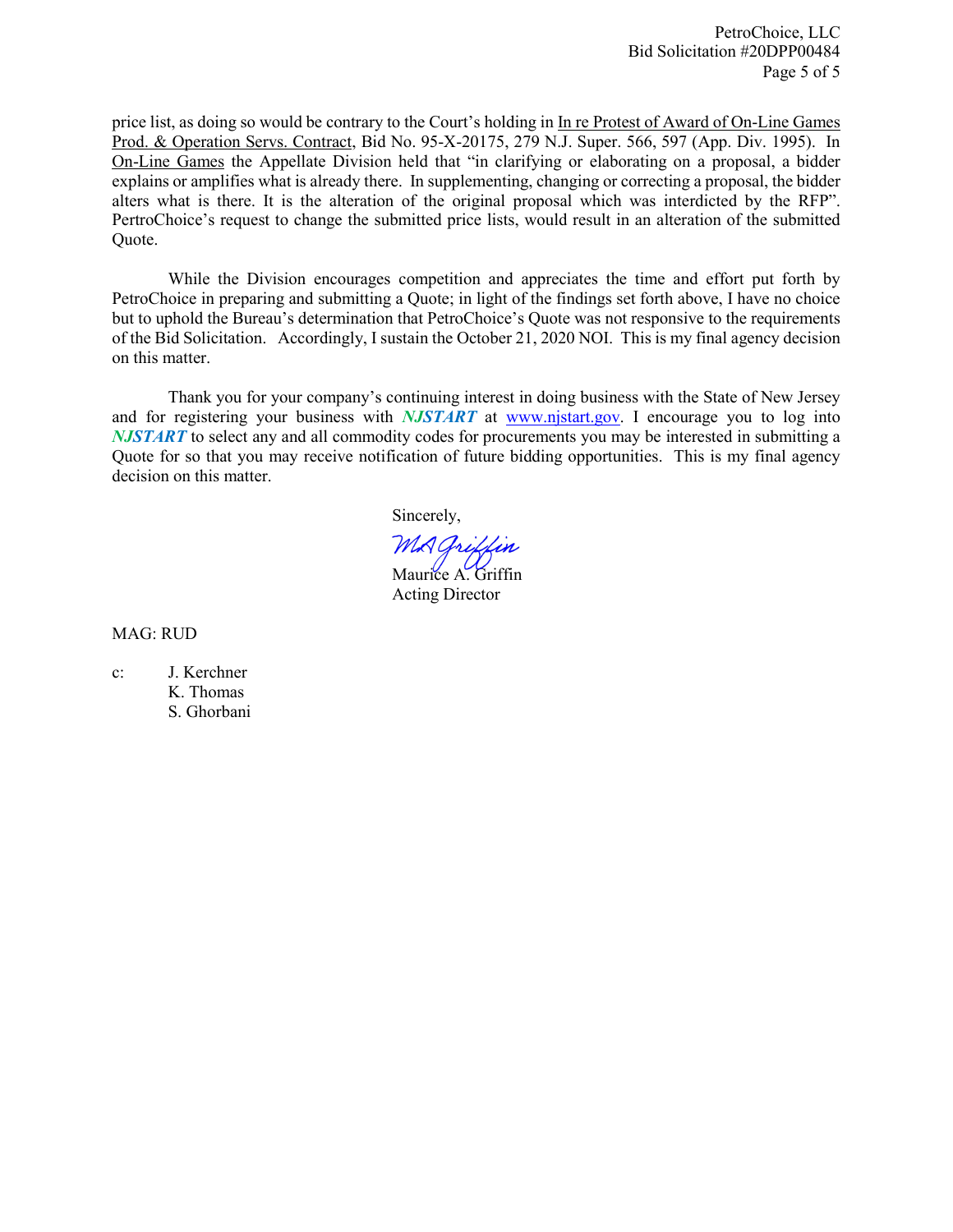price list, as doing so would be contrary to the Court's holding in In re Protest of Award of On-Line Games Prod. & Operation Servs. Contract, Bid No. 95-X-20175, 279 N.J. Super. 566, 597 (App. Div. 1995). In On-Line Games the Appellate Division held that "in clarifying or elaborating on a proposal, a bidder explains or amplifies what is already there. In supplementing, changing or correcting a proposal, the bidder alters what is there. It is the alteration of the original proposal which was interdicted by the RFP". PertroChoice's request to change the submitted price lists, would result in an alteration of the submitted Quote.

While the Division encourages competition and appreciates the time and effort put forth by PetroChoice in preparing and submitting a Quote; in light of the findings set forth above, I have no choice but to uphold the Bureau's determination that PetroChoice's Quote was not responsive to the requirements of the Bid Solicitation. Accordingly, I sustain the October 21, 2020 NOI. This is my final agency decision on this matter.

Thank you for your company's continuing interest in doing business with the State of New Jersey and for registering your business with ***NJSTART*** at www.njstart.gov. I encourage you to log into ***NJSTART*** to select any and all commodity codes for procurements you may be interested in submitting a Quote for so that you may receive notification of future bidding opportunities. This is my final agency decision on this matter.

Sincerely,

MA Griffin

Maurice A. Griffin
Acting Director

MAG: RUD

c: J. Kerchner
K. Thomas
S. Ghorbani